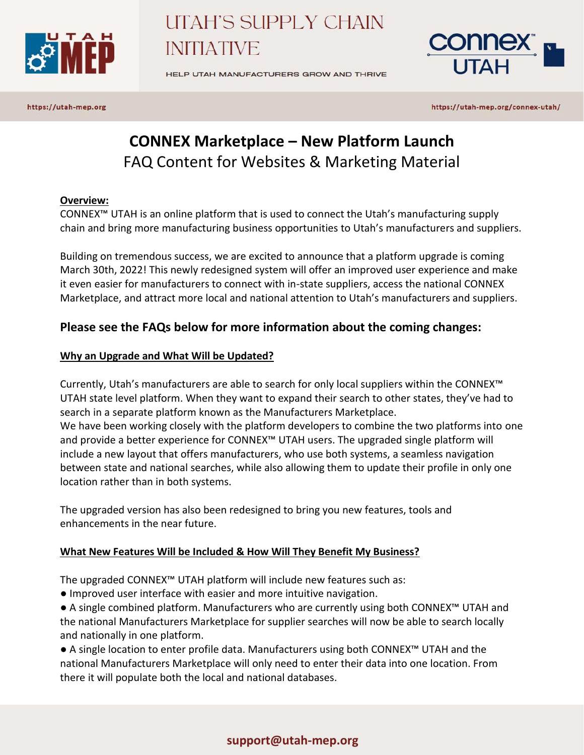# UTAH'S SUPPLY CHAIN INITIATIVE

HELP UTAH MANUFACTURERS GROW AND THRIVE

https://utah-mep.org

https://utah-mep.org/connex-utah/

## CONNEX Marketplace – New Platform Launch

FAQ Content for Websites & Marketing Material

**Overview:**

CONNEX™ UTAH is an online platform that is used to connect the Utah's manufacturing supply chain and bring more manufacturing business opportunities to Utah's manufacturers and suppliers.

Building on tremendous success, we are excited to announce that a platform upgrade is coming March 30th, 2022! This newly redesigned system will offer an improved user experience and make it even easier for manufacturers to connect with in-state suppliers, access the national CONNEX Marketplace, and attract more local and national attention to Utah's manufacturers and suppliers.

### Please see the FAQs below for more information about the coming changes:

**Why an Upgrade and What Will be Updated?**

Currently, Utah's manufacturers are able to search for only local suppliers within the CONNEX™ UTAH state level platform. When they want to expand their search to other states, they've had to search in a separate platform known as the Manufacturers Marketplace.
We have been working closely with the platform developers to combine the two platforms into one and provide a better experience for CONNEX™ UTAH users. The upgraded single platform will include a new layout that offers manufacturers, who use both systems, a seamless navigation between state and national searches, while also allowing them to update their profile in only one location rather than in both systems.

The upgraded version has also been redesigned to bring you new features, tools and enhancements in the near future.

**What New Features Will be Included & How Will They Benefit My Business?**

The upgraded CONNEX™ UTAH platform will include new features such as:

- Improved user interface with easier and more intuitive navigation.
- A single combined platform. Manufacturers who are currently using both CONNEX™ UTAH and the national Manufacturers Marketplace for supplier searches will now be able to search locally and nationally in one platform.
- A single location to enter profile data. Manufacturers using both CONNEX™ UTAH and the national Manufacturers Marketplace will only need to enter their data into one location. From there it will populate both the local and national databases.

support@utah-mep.org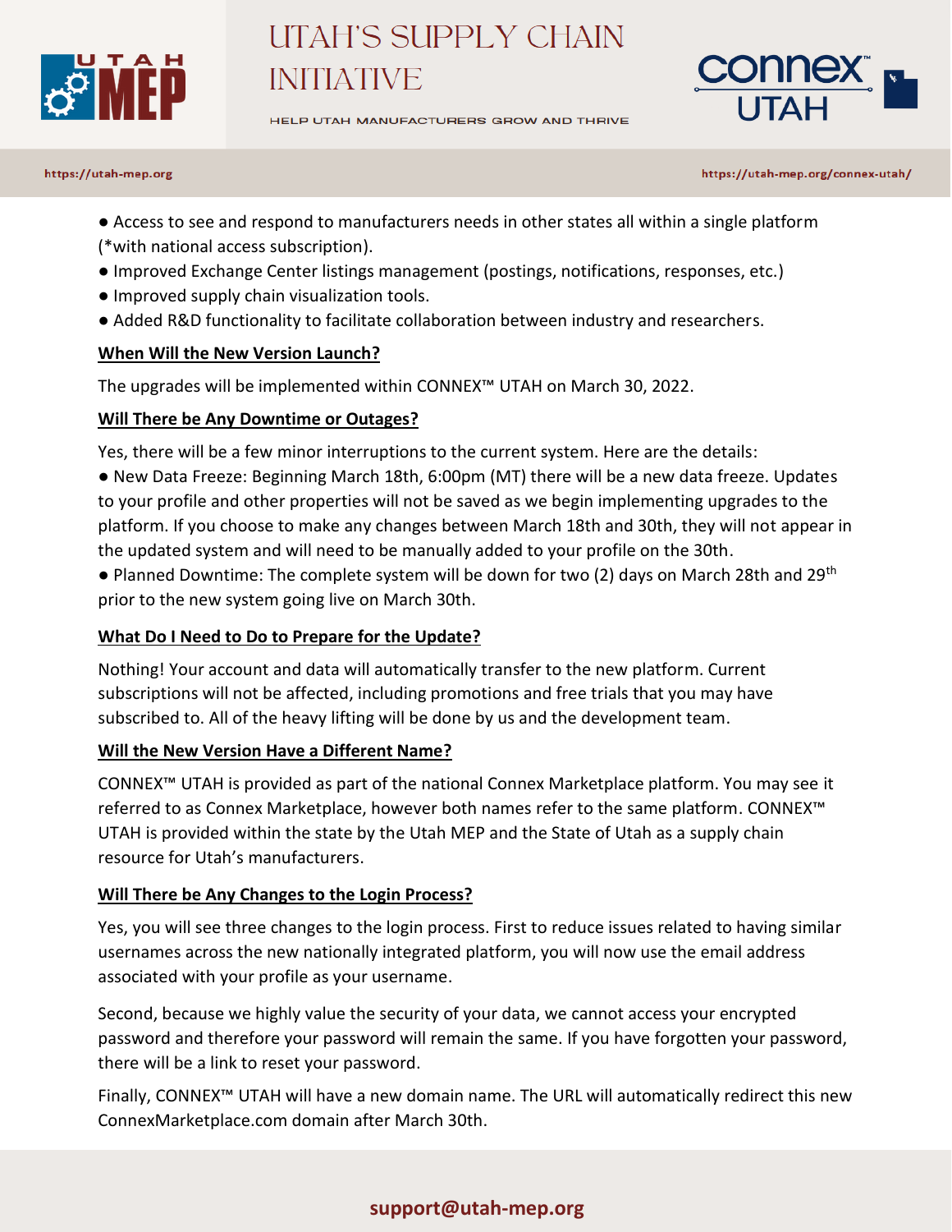- Access to see and respond to manufacturers needs in other states all within a single platform (*with national access subscription).
- Improved Exchange Center listings management (postings, notifications, responses, etc.)
- Improved supply chain visualization tools.
- Added R&D functionality to facilitate collaboration between industry and researchers.

**When Will the New Version Launch?**

The upgrades will be implemented within CONNEX™ UTAH on March 30, 2022.

**Will There be Any Downtime or Outages?**

Yes, there will be a few minor interruptions to the current system. Here are the details:

- New Data Freeze: Beginning March 18th, 6:00pm (MT) there will be a new data freeze. Updates to your profile and other properties will not be saved as we begin implementing upgrades to the platform. If you choose to make any changes between March 18th and 30th, they will not appear in the updated system and will need to be manually added to your profile on the 30th.
- Planned Downtime: The complete system will be down for two (2) days on March 28th and 29th prior to the new system going live on March 30th.

**What Do I Need to Do to Prepare for the Update?**

Nothing! Your account and data will automatically transfer to the new platform. Current subscriptions will not be affected, including promotions and free trials that you may have subscribed to. All of the heavy lifting will be done by us and the development team.

**Will the New Version Have a Different Name?**

CONNEX™ UTAH is provided as part of the national Connex Marketplace platform. You may see it referred to as Connex Marketplace, however both names refer to the same platform. CONNEX™ UTAH is provided within the state by the Utah MEP and the State of Utah as a supply chain resource for Utah's manufacturers.

**Will There be Any Changes to the Login Process?**

Yes, you will see three changes to the login process. First to reduce issues related to having similar usernames across the new nationally integrated platform, you will now use the email address associated with your profile as your username.

Second, because we highly value the security of your data, we cannot access your encrypted password and therefore your password will remain the same. If you have forgotten your password, there will be a link to reset your password.

Finally, CONNEX™ UTAH will have a new domain name. The URL will automatically redirect this new ConnexMarketplace.com domain after March 30th.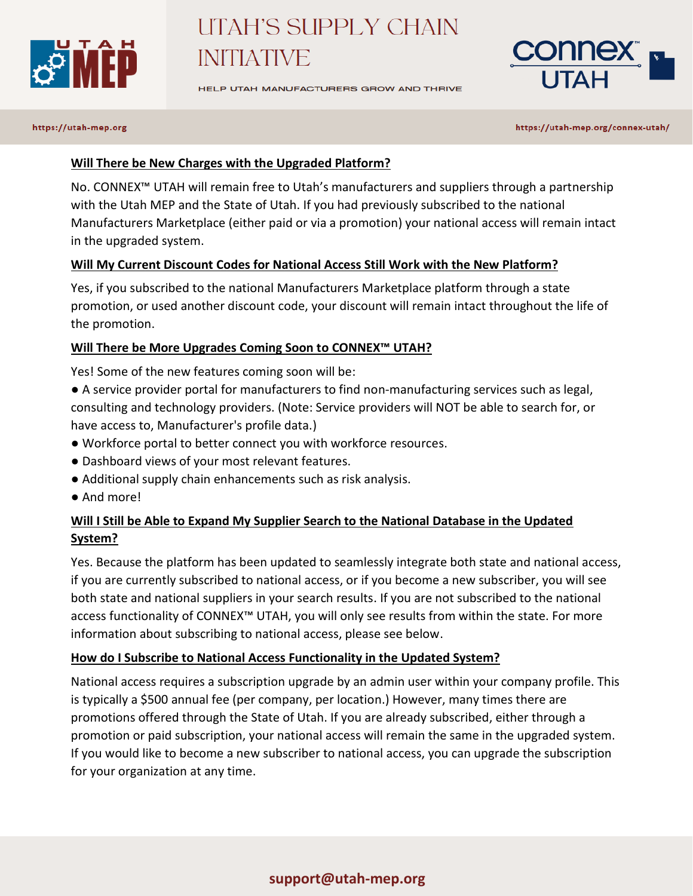**Will There be New Charges with the Upgraded Platform?**

No. CONNEX™ UTAH will remain free to Utah's manufacturers and suppliers through a partnership with the Utah MEP and the State of Utah. If you had previously subscribed to the national Manufacturers Marketplace (either paid or via a promotion) your national access will remain intact in the upgraded system.

**Will My Current Discount Codes for National Access Still Work with the New Platform?**

Yes, if you subscribed to the national Manufacturers Marketplace platform through a state promotion, or used another discount code, your discount will remain intact throughout the life of the promotion.

**Will There be More Upgrades Coming Soon to CONNEX™ UTAH?**

Yes! Some of the new features coming soon will be:

- A service provider portal for manufacturers to find non-manufacturing services such as legal, consulting and technology providers. (Note: Service providers will NOT be able to search for, or have access to, Manufacturer's profile data.)
- Workforce portal to better connect you with workforce resources.
- Dashboard views of your most relevant features.
- Additional supply chain enhancements such as risk analysis.
- And more!

**Will I Still be Able to Expand My Supplier Search to the National Database in the Updated System?**

Yes. Because the platform has been updated to seamlessly integrate both state and national access, if you are currently subscribed to national access, or if you become a new subscriber, you will see both state and national suppliers in your search results. If you are not subscribed to the national access functionality of CONNEX™ UTAH, you will only see results from within the state. For more information about subscribing to national access, please see below.

**How do I Subscribe to National Access Functionality in the Updated System?**

National access requires a subscription upgrade by an admin user within your company profile. This is typically a $500 annual fee (per company, per location.) However, many times there are promotions offered through the State of Utah. If you are already subscribed, either through a promotion or paid subscription, your national access will remain the same in the upgraded system. If you would like to become a new subscriber to national access, you can upgrade the subscription for your organization at any time.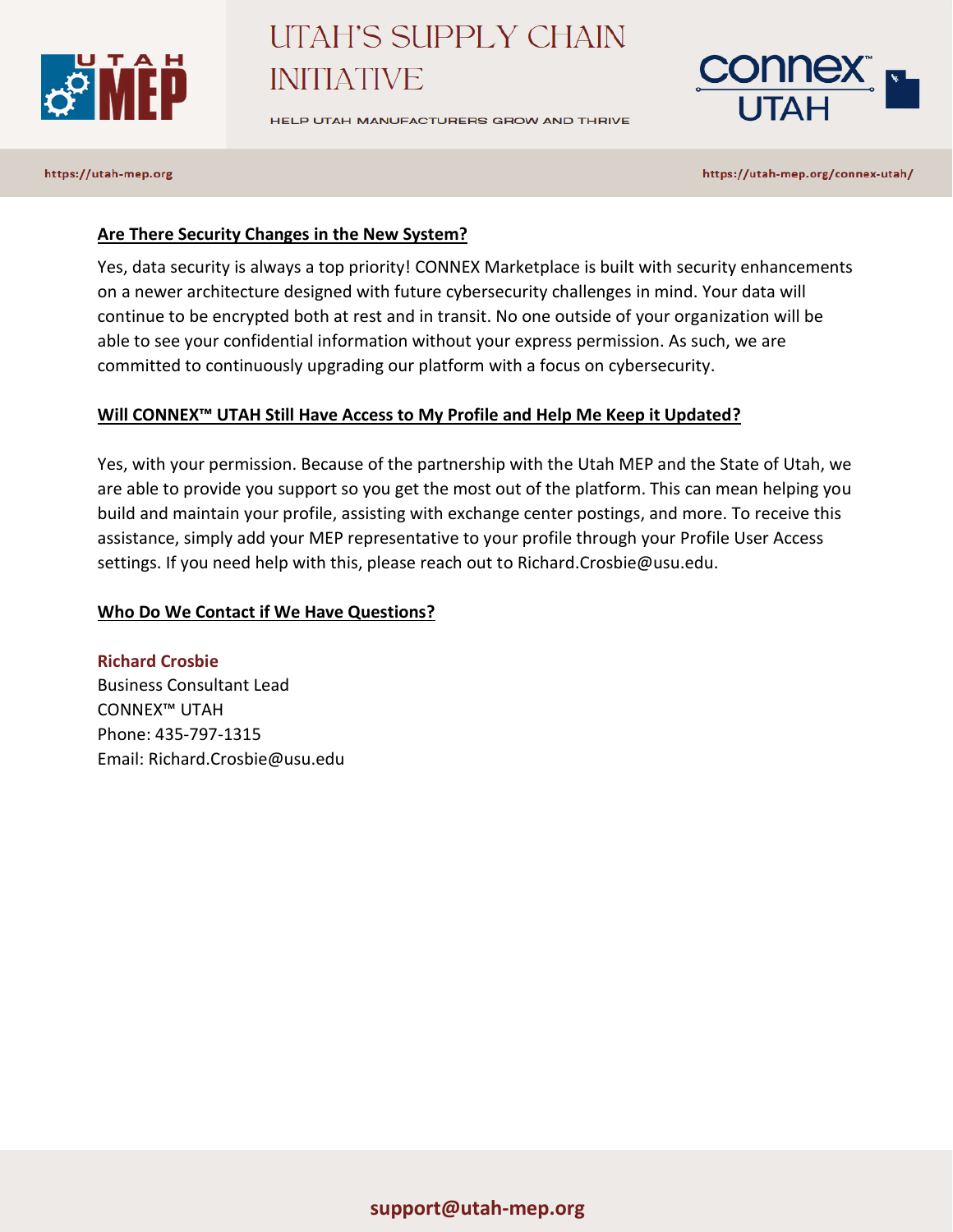## Are There Security Changes in the New System?

Yes, data security is always a top priority! CONNEX Marketplace is built with security enhancements on a newer architecture designed with future cybersecurity challenges in mind. Your data will continue to be encrypted both at rest and in transit. No one outside of your organization will be able to see your confidential information without your express permission. As such, we are committed to continuously upgrading our platform with a focus on cybersecurity.

## Will CONNEX™ UTAH Still Have Access to My Profile and Help Me Keep it Updated?

Yes, with your permission. Because of the partnership with the Utah MEP and the State of Utah, we are able to provide you support so you get the most out of the platform. This can mean helping you build and maintain your profile, assisting with exchange center postings, and more. To receive this assistance, simply add your MEP representative to your profile through your Profile User Access settings. If you need help with this, please reach out to Richard.Crosbie@usu.edu.

## Who Do We Contact if We Have Questions?

**Richard Crosbie**
Business Consultant Lead
CONNEX™ UTAH
Phone: 435-797-1315
Email: Richard.Crosbie@usu.edu

**support@utah-mep.org**